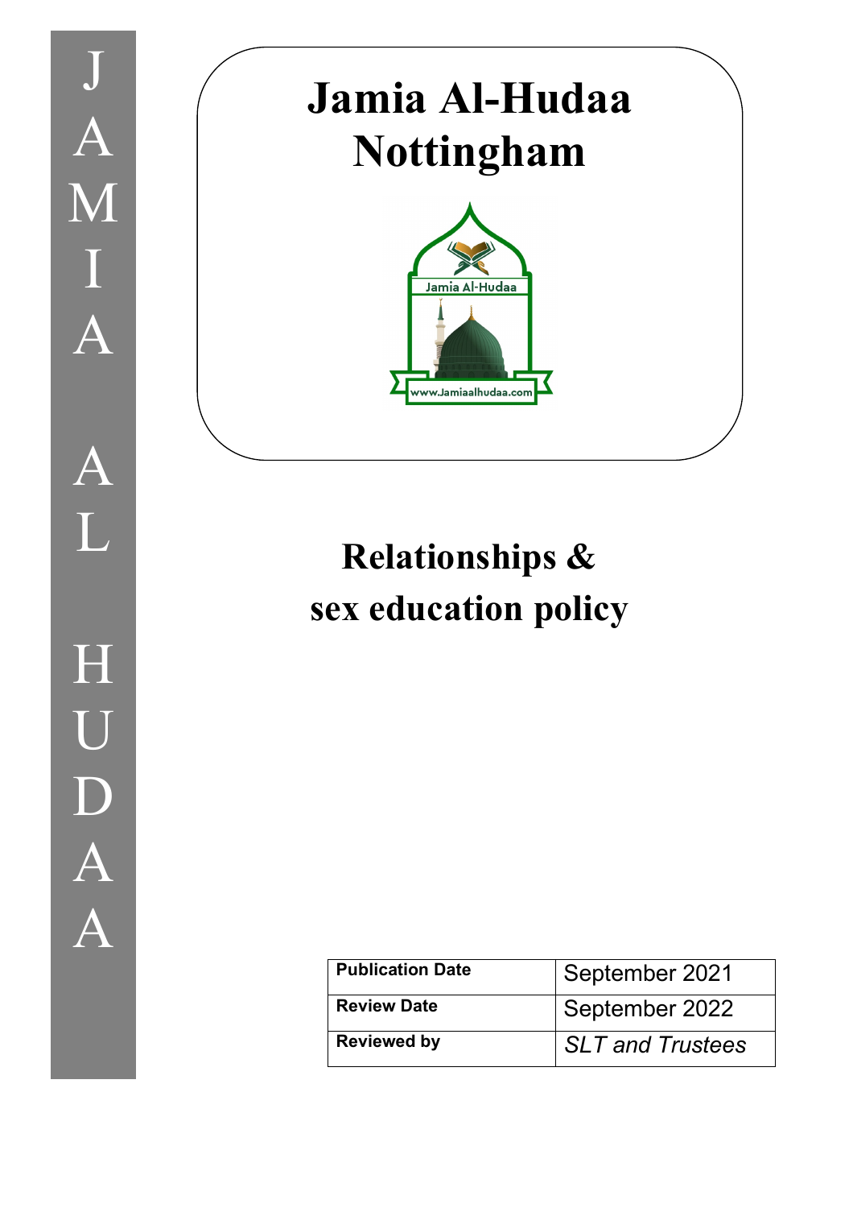JAMIA AL HUDAA

# Jamia Al-Hudaa Nottingham

Jamia Al-Hudaa

www.Jamiaalhudaa.com

# Relationships & sex education policy

| Publication Date | September 2021 |
| --- | --- |
| Review Date | September 2022 |
| Reviewed by | *SLT and Trustees* |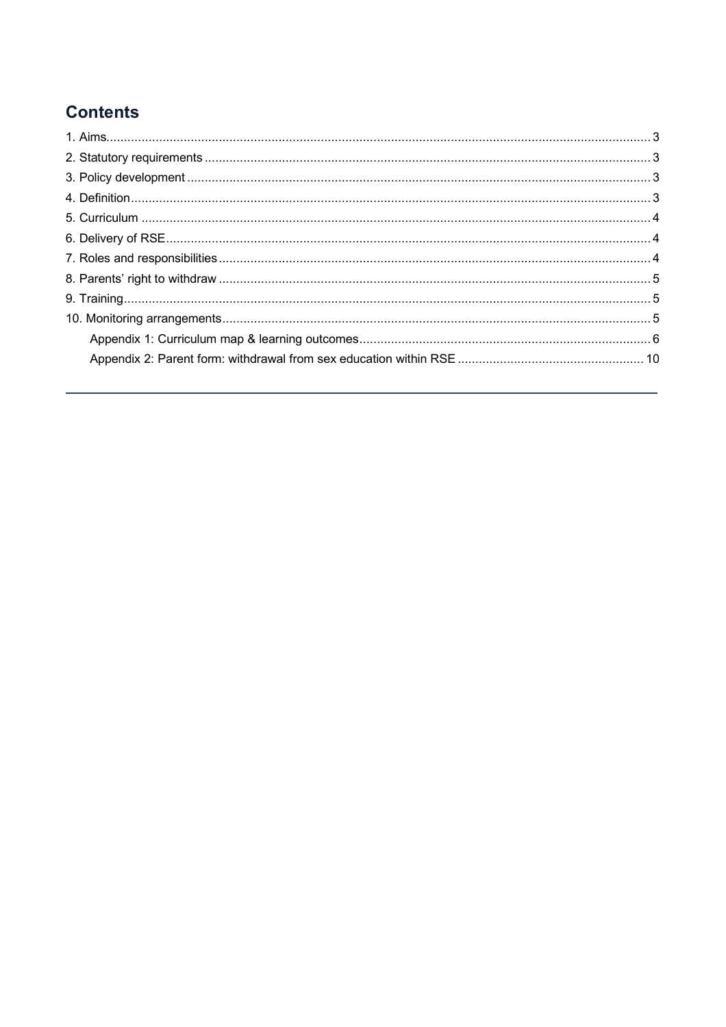## Contents

1. Aims ... 3
2. Statutory requirements ... 3
3. Policy development ... 3
4. Definition ... 3
5. Curriculum ... 4
6. Delivery of RSE ... 4
7. Roles and responsibilities ... 4
8. Parents' right to withdraw ... 5
9. Training ... 5
10. Monitoring arrangements ... 5
    - Appendix 1: Curriculum map & learning outcomes ... 6
    - Appendix 2: Parent form: withdrawal from sex education within RSE ... 10

---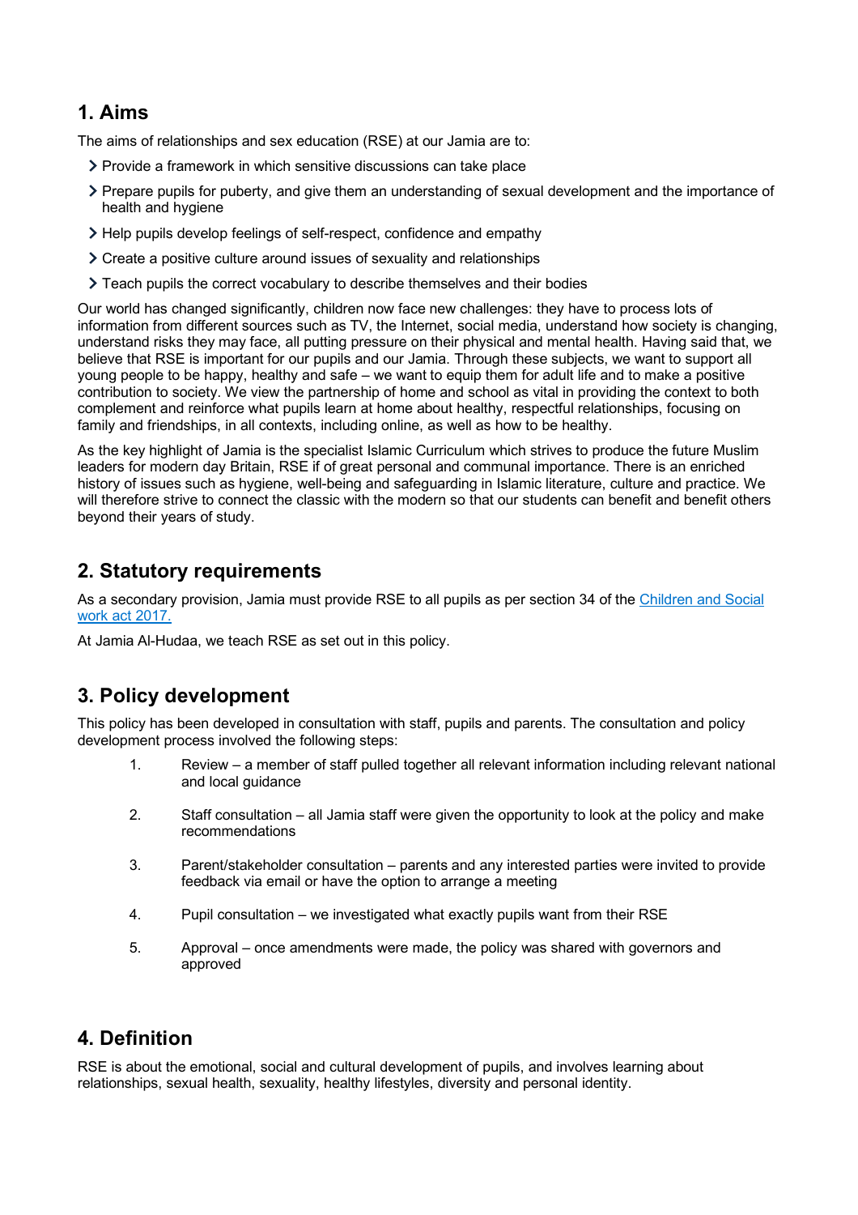## 1. Aims

The aims of relationships and sex education (RSE) at our Jamia are to:

- Provide a framework in which sensitive discussions can take place
- Prepare pupils for puberty, and give them an understanding of sexual development and the importance of health and hygiene
- Help pupils develop feelings of self-respect, confidence and empathy
- Create a positive culture around issues of sexuality and relationships
- Teach pupils the correct vocabulary to describe themselves and their bodies

Our world has changed significantly, children now face new challenges: they have to process lots of information from different sources such as TV, the Internet, social media, understand how society is changing, understand risks they may face, all putting pressure on their physical and mental health. Having said that, we believe that RSE is important for our pupils and our Jamia. Through these subjects, we want to support all young people to be happy, healthy and safe – we want to equip them for adult life and to make a positive contribution to society. We view the partnership of home and school as vital in providing the context to both complement and reinforce what pupils learn at home about healthy, respectful relationships, focusing on family and friendships, in all contexts, including online, as well as how to be healthy.

As the key highlight of Jamia is the specialist Islamic Curriculum which strives to produce the future Muslim leaders for modern day Britain, RSE if of great personal and communal importance. There is an enriched history of issues such as hygiene, well-being and safeguarding in Islamic literature, culture and practice. We will therefore strive to connect the classic with the modern so that our students can benefit and benefit others beyond their years of study.

## 2. Statutory requirements

As a secondary provision, Jamia must provide RSE to all pupils as per section 34 of the [Children and Social work act 2017.](#)

At Jamia Al-Hudaa, we teach RSE as set out in this policy.

## 3. Policy development

This policy has been developed in consultation with staff, pupils and parents. The consultation and policy development process involved the following steps:

1. Review – a member of staff pulled together all relevant information including relevant national and local guidance
2. Staff consultation – all Jamia staff were given the opportunity to look at the policy and make recommendations
3. Parent/stakeholder consultation – parents and any interested parties were invited to provide feedback via email or have the option to arrange a meeting
4. Pupil consultation – we investigated what exactly pupils want from their RSE
5. Approval – once amendments were made, the policy was shared with governors and approved

## 4. Definition

RSE is about the emotional, social and cultural development of pupils, and involves learning about relationships, sexual health, sexuality, healthy lifestyles, diversity and personal identity.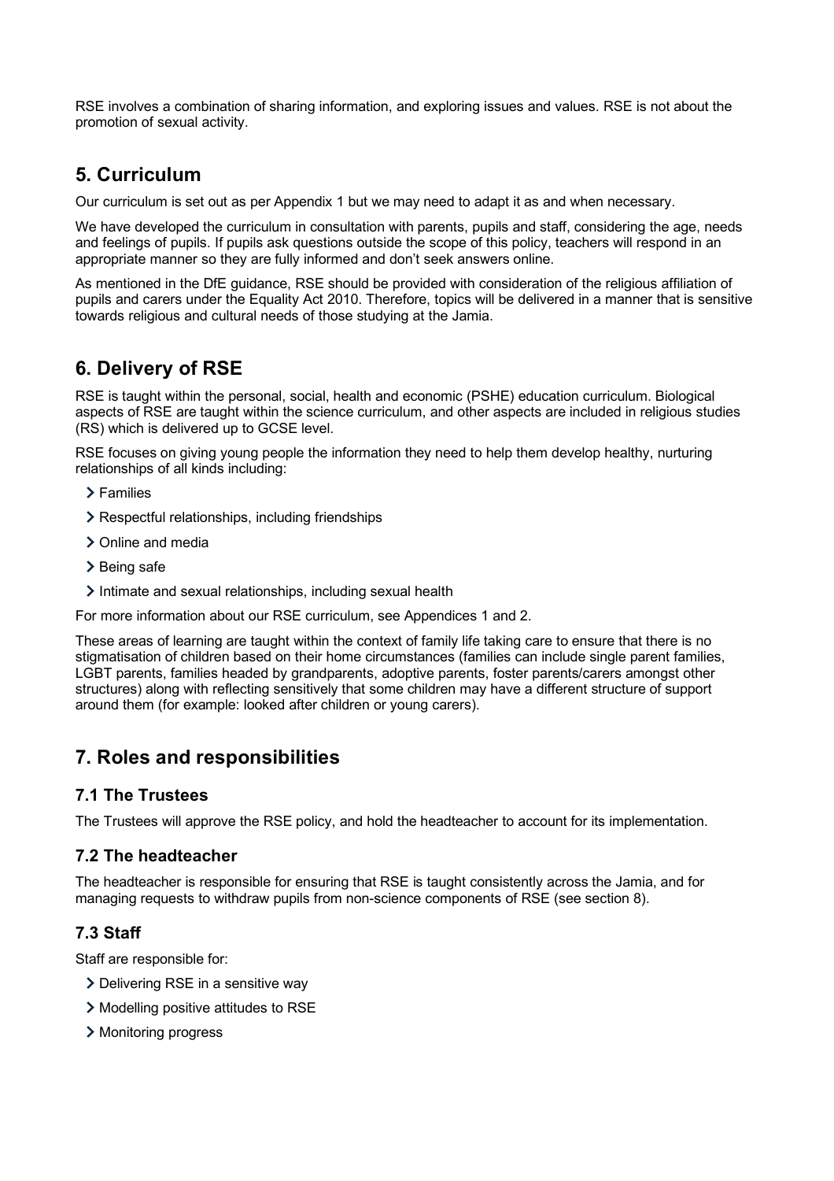RSE involves a combination of sharing information, and exploring issues and values. RSE is not about the promotion of sexual activity.

## 5. Curriculum

Our curriculum is set out as per Appendix 1 but we may need to adapt it as and when necessary.

We have developed the curriculum in consultation with parents, pupils and staff, considering the age, needs and feelings of pupils. If pupils ask questions outside the scope of this policy, teachers will respond in an appropriate manner so they are fully informed and don't seek answers online.

As mentioned in the DfE guidance, RSE should be provided with consideration of the religious affiliation of pupils and carers under the Equality Act 2010. Therefore, topics will be delivered in a manner that is sensitive towards religious and cultural needs of those studying at the Jamia.

## 6. Delivery of RSE

RSE is taught within the personal, social, health and economic (PSHE) education curriculum. Biological aspects of RSE are taught within the science curriculum, and other aspects are included in religious studies (RS) which is delivered up to GCSE level.

RSE focuses on giving young people the information they need to help them develop healthy, nurturing relationships of all kinds including:

- Families
- Respectful relationships, including friendships
- Online and media
- Being safe
- Intimate and sexual relationships, including sexual health

For more information about our RSE curriculum, see Appendices 1 and 2.

These areas of learning are taught within the context of family life taking care to ensure that there is no stigmatisation of children based on their home circumstances (families can include single parent families, LGBT parents, families headed by grandparents, adoptive parents, foster parents/carers amongst other structures) along with reflecting sensitively that some children may have a different structure of support around them (for example: looked after children or young carers).

## 7. Roles and responsibilities

### 7.1 The Trustees

The Trustees will approve the RSE policy, and hold the headteacher to account for its implementation.

### 7.2 The headteacher

The headteacher is responsible for ensuring that RSE is taught consistently across the Jamia, and for managing requests to withdraw pupils from non-science components of RSE (see section 8).

### 7.3 Staff

Staff are responsible for:

- Delivering RSE in a sensitive way
- Modelling positive attitudes to RSE
- Monitoring progress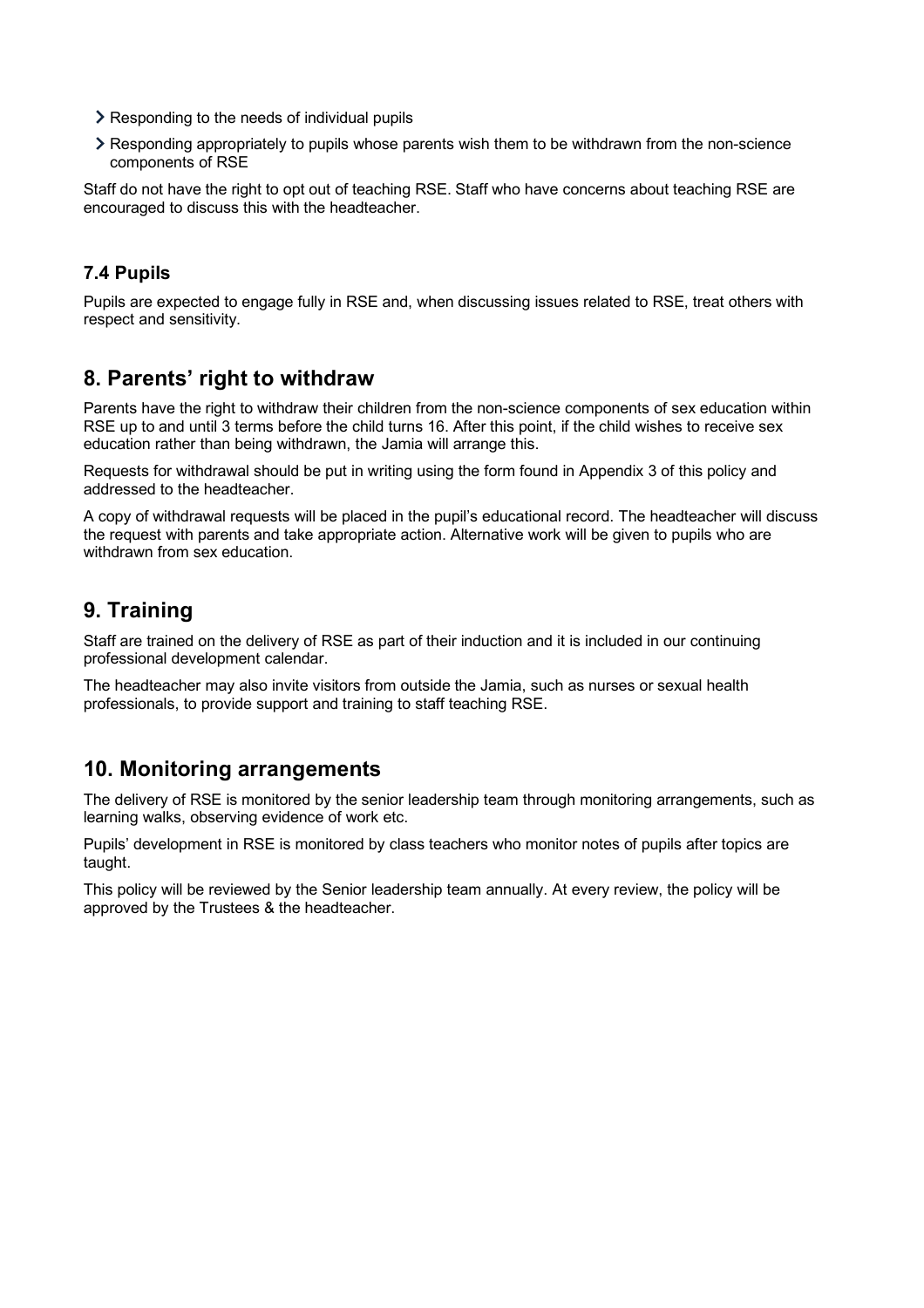- Responding to the needs of individual pupils
- Responding appropriately to pupils whose parents wish them to be withdrawn from the non-science components of RSE

Staff do not have the right to opt out of teaching RSE. Staff who have concerns about teaching RSE are encouraged to discuss this with the headteacher.

### 7.4 Pupils

Pupils are expected to engage fully in RSE and, when discussing issues related to RSE, treat others with respect and sensitivity.

## 8. Parents' right to withdraw

Parents have the right to withdraw their children from the non-science components of sex education within RSE up to and until 3 terms before the child turns 16. After this point, if the child wishes to receive sex education rather than being withdrawn, the Jamia will arrange this.

Requests for withdrawal should be put in writing using the form found in Appendix 3 of this policy and addressed to the headteacher.

A copy of withdrawal requests will be placed in the pupil's educational record. The headteacher will discuss the request with parents and take appropriate action. Alternative work will be given to pupils who are withdrawn from sex education.

## 9. Training

Staff are trained on the delivery of RSE as part of their induction and it is included in our continuing professional development calendar.

The headteacher may also invite visitors from outside the Jamia, such as nurses or sexual health professionals, to provide support and training to staff teaching RSE.

## 10. Monitoring arrangements

The delivery of RSE is monitored by the senior leadership team through monitoring arrangements, such as learning walks, observing evidence of work etc.

Pupils' development in RSE is monitored by class teachers who monitor notes of pupils after topics are taught.

This policy will be reviewed by the Senior leadership team annually. At every review, the policy will be approved by the Trustees & the headteacher.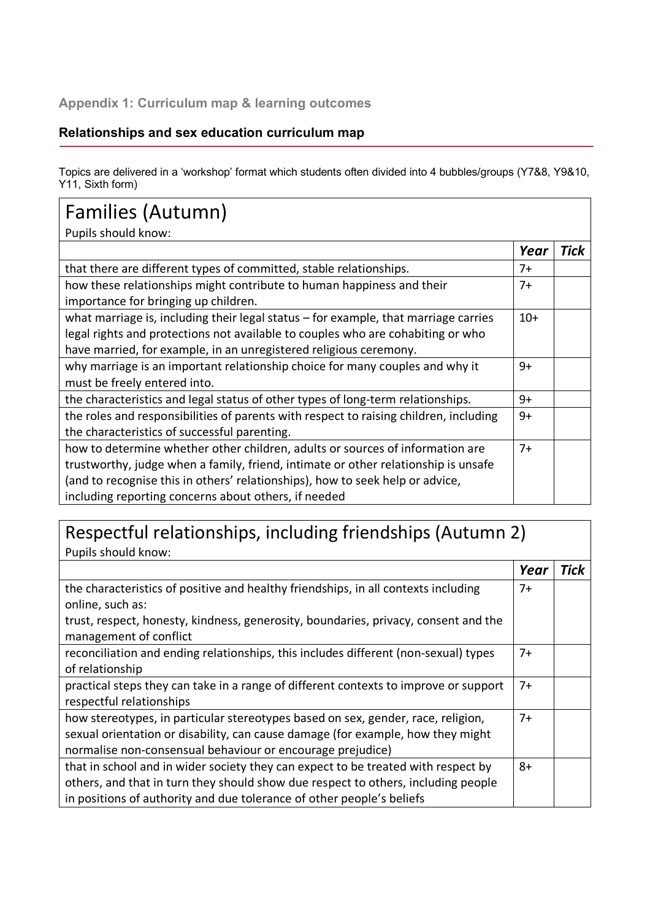## Appendix 1: Curriculum map & learning outcomes

### Relationships and sex education curriculum map

Topics are delivered in a 'workshop' format which students often divided into 4 bubbles/groups (Y7&8, Y9&10, Y11, Sixth form)

| Families (Autumn)<br>Pupils should know: | | |
|---|---|---|
| | ***Year*** | ***Tick*** |
| that there are different types of committed, stable relationships. | 7+ | |
| how these relationships might contribute to human happiness and their importance for bringing up children. | 7+ | |
| what marriage is, including their legal status – for example, that marriage carries legal rights and protections not available to couples who are cohabiting or who have married, for example, in an unregistered religious ceremony. | 10+ | |
| why marriage is an important relationship choice for many couples and why it must be freely entered into. | 9+ | |
| the characteristics and legal status of other types of long-term relationships. | 9+ | |
| the roles and responsibilities of parents with respect to raising children, including the characteristics of successful parenting. | 9+ | |
| how to determine whether other children, adults or sources of information are trustworthy, judge when a family, friend, intimate or other relationship is unsafe (and to recognise this in others' relationships), how to seek help or advice, including reporting concerns about others, if needed | 7+ | |

| Respectful relationships, including friendships (Autumn 2)<br>Pupils should know: | | |
|---|---|---|
| | ***Year*** | ***Tick*** |
| the characteristics of positive and healthy friendships, in all contexts including online, such as:<br>trust, respect, honesty, kindness, generosity, boundaries, privacy, consent and the management of conflict | 7+ | |
| reconciliation and ending relationships, this includes different (non-sexual) types of relationship | 7+ | |
| practical steps they can take in a range of different contexts to improve or support respectful relationships | 7+ | |
| how stereotypes, in particular stereotypes based on sex, gender, race, religion, sexual orientation or disability, can cause damage (for example, how they might normalise non-consensual behaviour or encourage prejudice) | 7+ | |
| that in school and in wider society they can expect to be treated with respect by others, and that in turn they should show due respect to others, including people in positions of authority and due tolerance of other people's beliefs | 8+ | |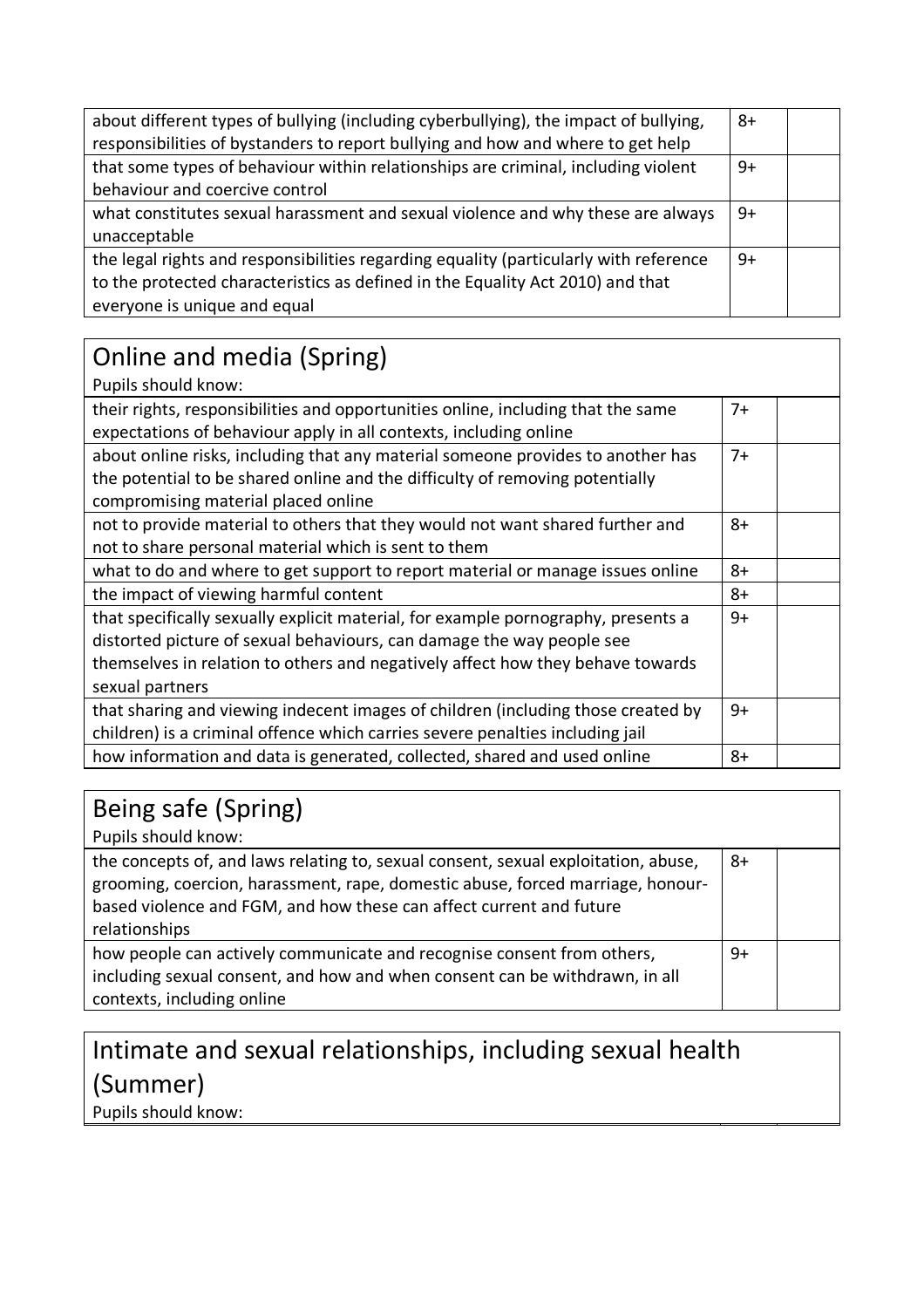| | | |
|---|---|---|
| about different types of bullying (including cyberbullying), the impact of bullying, responsibilities of bystanders to report bullying and how and where to get help | 8+ | |
| that some types of behaviour within relationships are criminal, including violent behaviour and coercive control | 9+ | |
| what constitutes sexual harassment and sexual violence and why these are always unacceptable | 9+ | |
| the legal rights and responsibilities regarding equality (particularly with reference to the protected characteristics as defined in the Equality Act 2010) and that everyone is unique and equal | 9+ | |

## Online and media (Spring)

Pupils should know:

| | | |
|---|---|---|
| their rights, responsibilities and opportunities online, including that the same expectations of behaviour apply in all contexts, including online | 7+ | |
| about online risks, including that any material someone provides to another has the potential to be shared online and the difficulty of removing potentially compromising material placed online | 7+ | |
| not to provide material to others that they would not want shared further and not to share personal material which is sent to them | 8+ | |
| what to do and where to get support to report material or manage issues online | 8+ | |
| the impact of viewing harmful content | 8+ | |
| that specifically sexually explicit material, for example pornography, presents a distorted picture of sexual behaviours, can damage the way people see themselves in relation to others and negatively affect how they behave towards sexual partners | 9+ | |
| that sharing and viewing indecent images of children (including those created by children) is a criminal offence which carries severe penalties including jail | 9+ | |
| how information and data is generated, collected, shared and used online | 8+ | |

## Being safe (Spring)

Pupils should know:

| | | |
|---|---|---|
| the concepts of, and laws relating to, sexual consent, sexual exploitation, abuse, grooming, coercion, harassment, rape, domestic abuse, forced marriage, honour-based violence and FGM, and how these can affect current and future relationships | 8+ | |
| how people can actively communicate and recognise consent from others, including sexual consent, and how and when consent can be withdrawn, in all contexts, including online | 9+ | |

## Intimate and sexual relationships, including sexual health (Summer)

Pupils should know: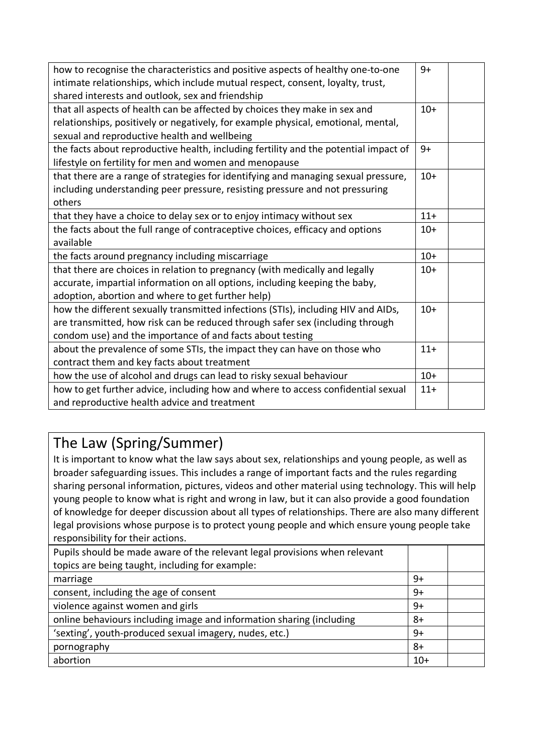| | | |
|---|---|---|
| how to recognise the characteristics and positive aspects of healthy one-to-one intimate relationships, which include mutual respect, consent, loyalty, trust, shared interests and outlook, sex and friendship | 9+ | |
| that all aspects of health can be affected by choices they make in sex and relationships, positively or negatively, for example physical, emotional, mental, sexual and reproductive health and wellbeing | 10+ | |
| the facts about reproductive health, including fertility and the potential impact of lifestyle on fertility for men and women and menopause | 9+ | |
| that there are a range of strategies for identifying and managing sexual pressure, including understanding peer pressure, resisting pressure and not pressuring others | 10+ | |
| that they have a choice to delay sex or to enjoy intimacy without sex | 11+ | |
| the facts about the full range of contraceptive choices, efficacy and options available | 10+ | |
| the facts around pregnancy including miscarriage | 10+ | |
| that there are choices in relation to pregnancy (with medically and legally accurate, impartial information on all options, including keeping the baby, adoption, abortion and where to get further help) | 10+ | |
| how the different sexually transmitted infections (STIs), including HIV and AIDs, are transmitted, how risk can be reduced through safer sex (including through condom use) and the importance of and facts about testing | 10+ | |
| about the prevalence of some STIs, the impact they can have on those who contract them and key facts about treatment | 11+ | |
| how the use of alcohol and drugs can lead to risky sexual behaviour | 10+ | |
| how to get further advice, including how and where to access confidential sexual and reproductive health advice and treatment | 11+ | |

## The Law (Spring/Summer)

It is important to know what the law says about sex, relationships and young people, as well as broader safeguarding issues. This includes a range of important facts and the rules regarding sharing personal information, pictures, videos and other material using technology. This will help young people to know what is right and wrong in law, but it can also provide a good foundation of knowledge for deeper discussion about all types of relationships. There are also many different legal provisions whose purpose is to protect young people and which ensure young people take responsibility for their actions.

| | | |
|---|---|---|
| Pupils should be made aware of the relevant legal provisions when relevant topics are being taught, including for example: | | |
| marriage | 9+ | |
| consent, including the age of consent | 9+ | |
| violence against women and girls | 9+ | |
| online behaviours including image and information sharing (including | 8+ | |
| 'sexting', youth-produced sexual imagery, nudes, etc.) | 9+ | |
| pornography | 8+ | |
| abortion | 10+ | |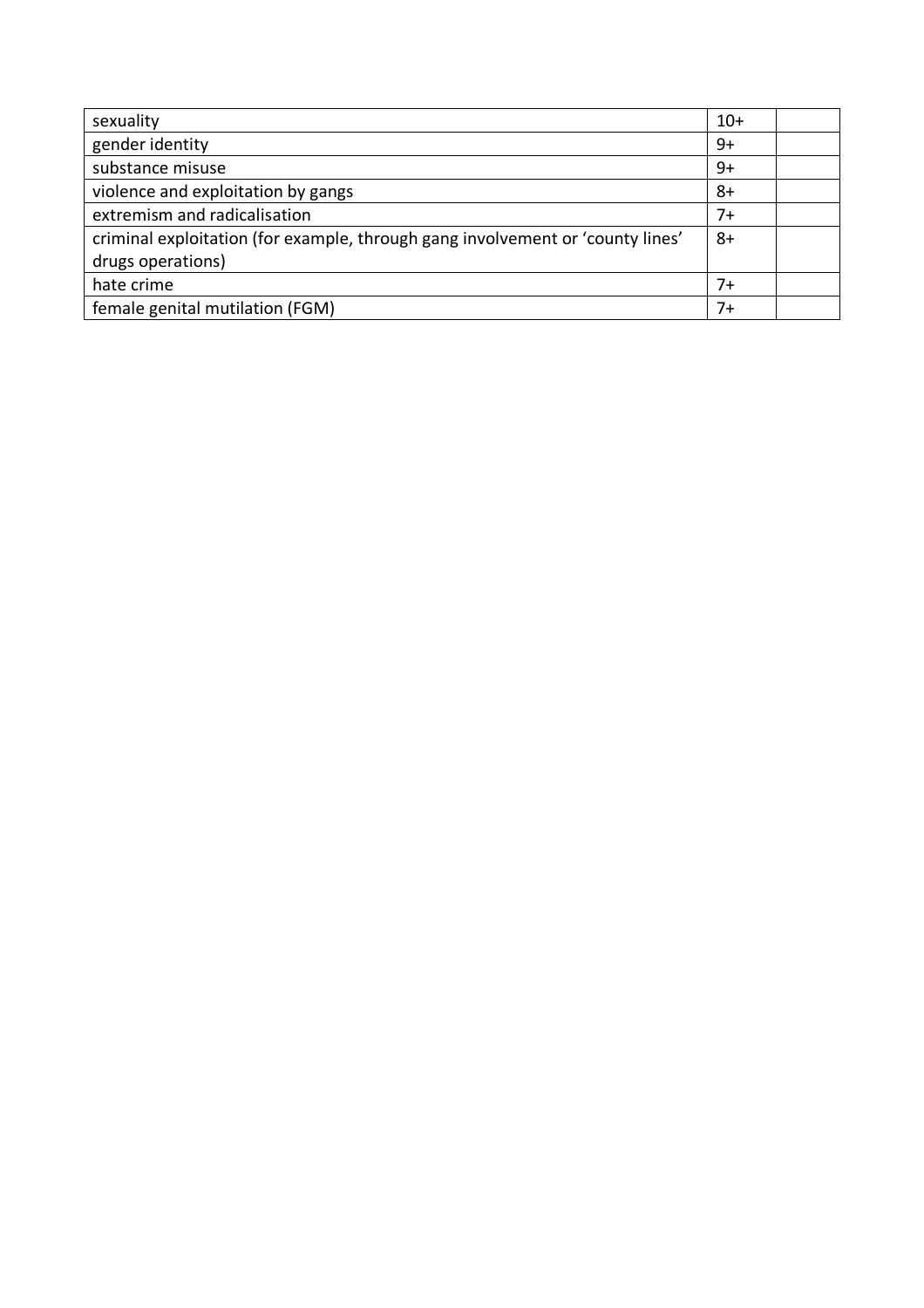| | | |
|---|---|---|
| sexuality | 10+ | |
| gender identity | 9+ | |
| substance misuse | 9+ | |
| violence and exploitation by gangs | 8+ | |
| extremism and radicalisation | 7+ | |
| criminal exploitation (for example, through gang involvement or 'county lines' drugs operations) | 8+ | |
| hate crime | 7+ | |
| female genital mutilation (FGM) | 7+ | |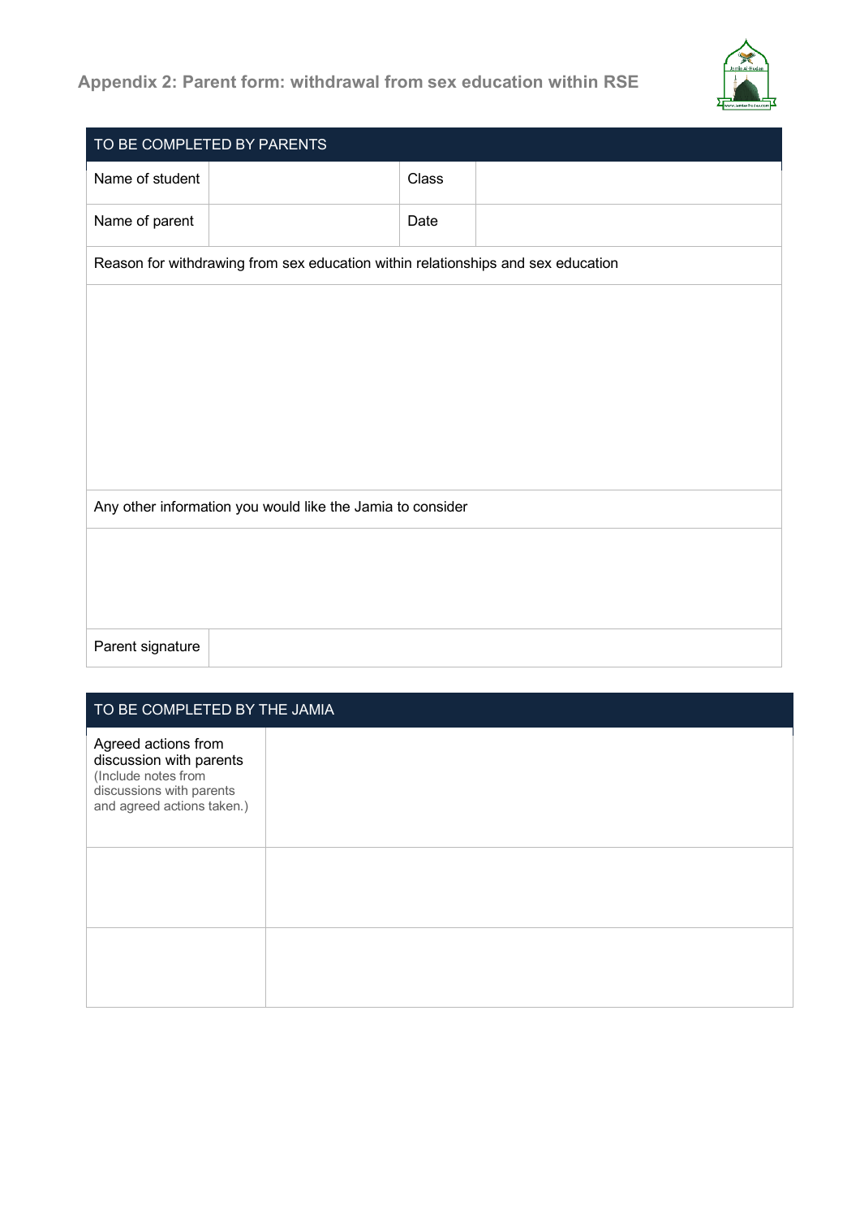## Appendix 2: Parent form: withdrawal from sex education within RSE

| TO BE COMPLETED BY PARENTS | | | |
|---|---|---|---|
| Name of student | | Class | |
| Name of parent | | Date | |
| Reason for withdrawing from sex education within relationships and sex education | | | |
| | | | |
| Any other information you would like the Jamia to consider | | | |
| | | | |
| Parent signature | | | |

| TO BE COMPLETED BY THE JAMIA | |
|---|---|
| Agreed actions from discussion with parents (Include notes from discussions with parents and agreed actions taken.) | |
| | |
| | |